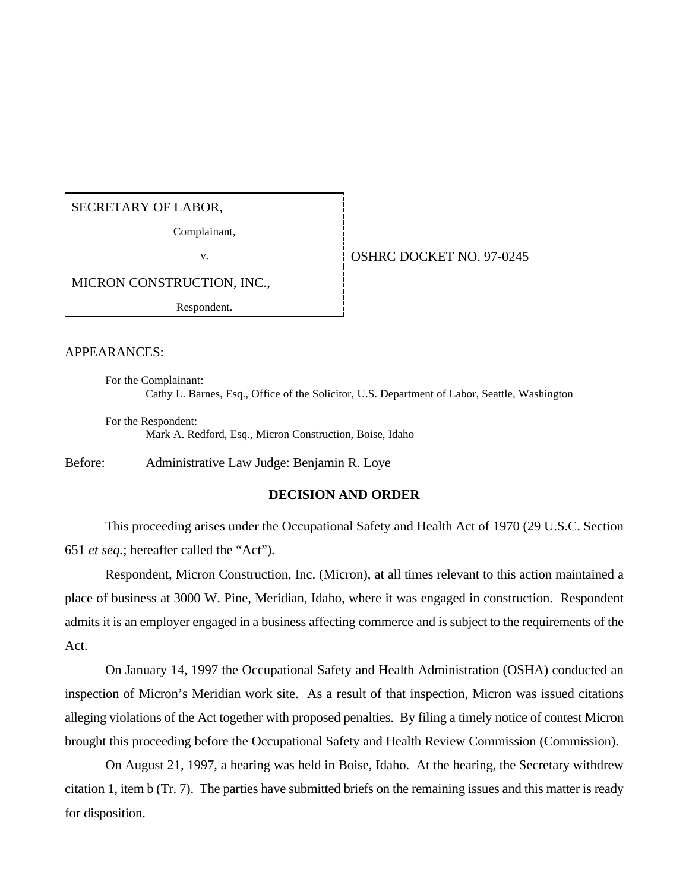SECRETARY OF LABOR,

Complainant,

v.

MICRON CONSTRUCTION, INC.,

Respondent.

OSHRC DOCKET NO. 97-0245

APPEARANCES:

For the Complainant:
Cathy L. Barnes, Esq., Office of the Solicitor, U.S. Department of Labor, Seattle, Washington

For the Respondent:
Mark A. Redford, Esq., Micron Construction, Boise, Idaho

Before: Administrative Law Judge: Benjamin R. Loye

## DECISION AND ORDER

This proceeding arises under the Occupational Safety and Health Act of 1970 (29 U.S.C. Section 651 *et seq.*; hereafter called the "Act").

Respondent, Micron Construction, Inc. (Micron), at all times relevant to this action maintained a place of business at 3000 W. Pine, Meridian, Idaho, where it was engaged in construction. Respondent admits it is an employer engaged in a business affecting commerce and is subject to the requirements of the Act.

On January 14, 1997 the Occupational Safety and Health Administration (OSHA) conducted an inspection of Micron's Meridian work site. As a result of that inspection, Micron was issued citations alleging violations of the Act together with proposed penalties. By filing a timely notice of contest Micron brought this proceeding before the Occupational Safety and Health Review Commission (Commission).

On August 21, 1997, a hearing was held in Boise, Idaho. At the hearing, the Secretary withdrew citation 1, item b (Tr. 7). The parties have submitted briefs on the remaining issues and this matter is ready for disposition.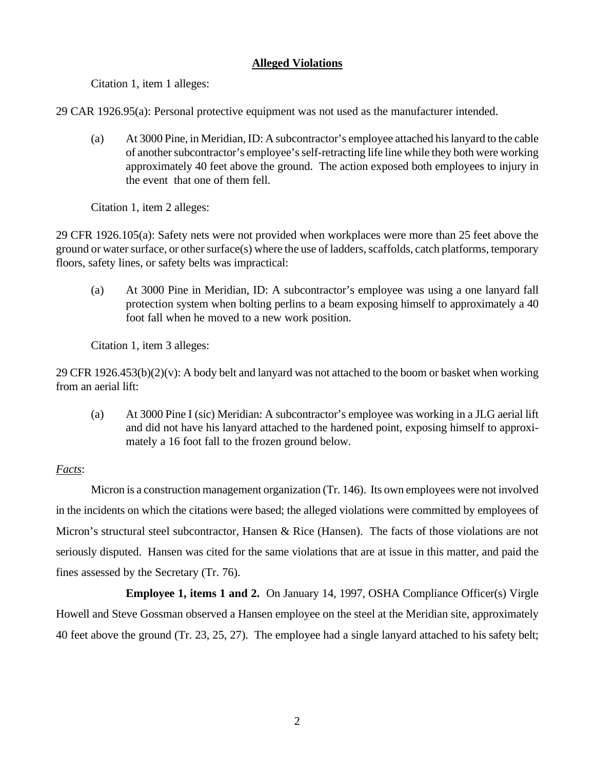**Alleged Violations**

Citation 1, item 1 alleges:

29 CAR 1926.95(a): Personal protective equipment was not used as the manufacturer intended.

> (a) At 3000 Pine, in Meridian, ID: A subcontractor's employee attached his lanyard to the cable of another subcontractor's employee's self-retracting life line while they both were working approximately 40 feet above the ground. The action exposed both employees to injury in the event that one of them fell.

Citation 1, item 2 alleges:

29 CFR 1926.105(a): Safety nets were not provided when workplaces were more than 25 feet above the ground or water surface, or other surface(s) where the use of ladders, scaffolds, catch platforms, temporary floors, safety lines, or safety belts was impractical:

> (a) At 3000 Pine in Meridian, ID: A subcontractor's employee was using a one lanyard fall protection system when bolting perlins to a beam exposing himself to approximately a 40 foot fall when he moved to a new work position.

Citation 1, item 3 alleges:

29 CFR 1926.453(b)(2)(v): A body belt and lanyard was not attached to the boom or basket when working from an aerial lift:

> (a) At 3000 Pine I (sic) Meridian: A subcontractor's employee was working in a JLG aerial lift and did not have his lanyard attached to the hardened point, exposing himself to approximately a 16 foot fall to the frozen ground below.

*Facts*:

Micron is a construction management organization (Tr. 146). Its own employees were not involved in the incidents on which the citations were based; the alleged violations were committed by employees of Micron's structural steel subcontractor, Hansen & Rice (Hansen). The facts of those violations are not seriously disputed. Hansen was cited for the same violations that are at issue in this matter, and paid the fines assessed by the Secretary (Tr. 76).

**Employee 1, items 1 and 2.** On January 14, 1997, OSHA Compliance Officer(s) Virgle Howell and Steve Gossman observed a Hansen employee on the steel at the Meridian site, approximately 40 feet above the ground (Tr. 23, 25, 27). The employee had a single lanyard attached to his safety belt;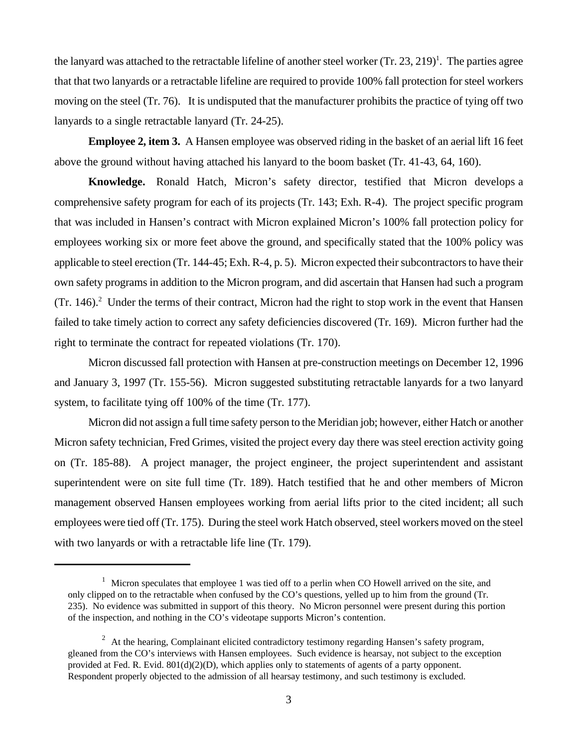the lanyard was attached to the retractable lifeline of another steel worker (Tr. 23, 219)[1]. The parties agree that that two lanyards or a retractable lifeline are required to provide 100% fall protection for steel workers moving on the steel (Tr. 76). It is undisputed that the manufacturer prohibits the practice of tying off two lanyards to a single retractable lanyard (Tr. 24-25).

**Employee 2, item 3.** A Hansen employee was observed riding in the basket of an aerial lift 16 feet above the ground without having attached his lanyard to the boom basket (Tr. 41-43, 64, 160).

**Knowledge.** Ronald Hatch, Micron's safety director, testified that Micron develops a comprehensive safety program for each of its projects (Tr. 143; Exh. R-4). The project specific program that was included in Hansen's contract with Micron explained Micron's 100% fall protection policy for employees working six or more feet above the ground, and specifically stated that the 100% policy was applicable to steel erection (Tr. 144-45; Exh. R-4, p. 5). Micron expected their subcontractors to have their own safety programs in addition to the Micron program, and did ascertain that Hansen had such a program (Tr. 146).[2] Under the terms of their contract, Micron had the right to stop work in the event that Hansen failed to take timely action to correct any safety deficiencies discovered (Tr. 169). Micron further had the right to terminate the contract for repeated violations (Tr. 170).

Micron discussed fall protection with Hansen at pre-construction meetings on December 12, 1996 and January 3, 1997 (Tr. 155-56). Micron suggested substituting retractable lanyards for a two lanyard system, to facilitate tying off 100% of the time (Tr. 177).

Micron did not assign a full time safety person to the Meridian job; however, either Hatch or another Micron safety technician, Fred Grimes, visited the project every day there was steel erection activity going on (Tr. 185-88). A project manager, the project engineer, the project superintendent and assistant superintendent were on site full time (Tr. 189). Hatch testified that he and other members of Micron management observed Hansen employees working from aerial lifts prior to the cited incident; all such employees were tied off (Tr. 175). During the steel work Hatch observed, steel workers moved on the steel with two lanyards or with a retractable life line (Tr. 179).

---

[1] Micron speculates that employee 1 was tied off to a perlin when CO Howell arrived on the site, and only clipped on to the retractable when confused by the CO's questions, yelled up to him from the ground (Tr. 235). No evidence was submitted in support of this theory. No Micron personnel were present during this portion of the inspection, and nothing in the CO's videotape supports Micron's contention.

[2] At the hearing, Complainant elicited contradictory testimony regarding Hansen's safety program, gleaned from the CO's interviews with Hansen employees. Such evidence is hearsay, not subject to the exception provided at Fed. R. Evid. 801(d)(2)(D), which applies only to statements of agents of a party opponent. Respondent properly objected to the admission of all hearsay testimony, and such testimony is excluded.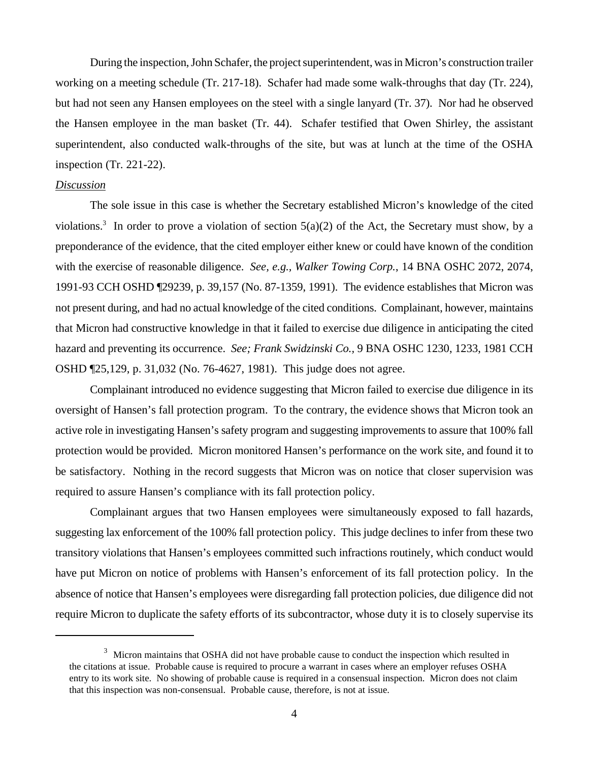During the inspection, John Schafer, the project superintendent, was in Micron's construction trailer working on a meeting schedule (Tr. 217-18). Schafer had made some walk-throughs that day (Tr. 224), but had not seen any Hansen employees on the steel with a single lanyard (Tr. 37). Nor had he observed the Hansen employee in the man basket (Tr. 44). Schafer testified that Owen Shirley, the assistant superintendent, also conducted walk-throughs of the site, but was at lunch at the time of the OSHA inspection (Tr. 221-22).

*Discussion*

The sole issue in this case is whether the Secretary established Micron's knowledge of the cited violations.[3] In order to prove a violation of section 5(a)(2) of the Act, the Secretary must show, by a preponderance of the evidence, that the cited employer either knew or could have known of the condition with the exercise of reasonable diligence. *See, e.g., Walker Towing Corp.*, 14 BNA OSHC 2072, 2074, 1991-93 CCH OSHD ¶29239, p. 39,157 (No. 87-1359, 1991). The evidence establishes that Micron was not present during, and had no actual knowledge of the cited conditions. Complainant, however, maintains that Micron had constructive knowledge in that it failed to exercise due diligence in anticipating the cited hazard and preventing its occurrence. *See; Frank Swidzinski Co.*, 9 BNA OSHC 1230, 1233, 1981 CCH OSHD ¶25,129, p. 31,032 (No. 76-4627, 1981). This judge does not agree.

Complainant introduced no evidence suggesting that Micron failed to exercise due diligence in its oversight of Hansen's fall protection program. To the contrary, the evidence shows that Micron took an active role in investigating Hansen's safety program and suggesting improvements to assure that 100% fall protection would be provided. Micron monitored Hansen's performance on the work site, and found it to be satisfactory. Nothing in the record suggests that Micron was on notice that closer supervision was required to assure Hansen's compliance with its fall protection policy.

Complainant argues that two Hansen employees were simultaneously exposed to fall hazards, suggesting lax enforcement of the 100% fall protection policy. This judge declines to infer from these two transitory violations that Hansen's employees committed such infractions routinely, which conduct would have put Micron on notice of problems with Hansen's enforcement of its fall protection policy. In the absence of notice that Hansen's employees were disregarding fall protection policies, due diligence did not require Micron to duplicate the safety efforts of its subcontractor, whose duty it is to closely supervise its

---

[3] Micron maintains that OSHA did not have probable cause to conduct the inspection which resulted in the citations at issue. Probable cause is required to procure a warrant in cases where an employer refuses OSHA entry to its work site. No showing of probable cause is required in a consensual inspection. Micron does not claim that this inspection was non-consensual. Probable cause, therefore, is not at issue.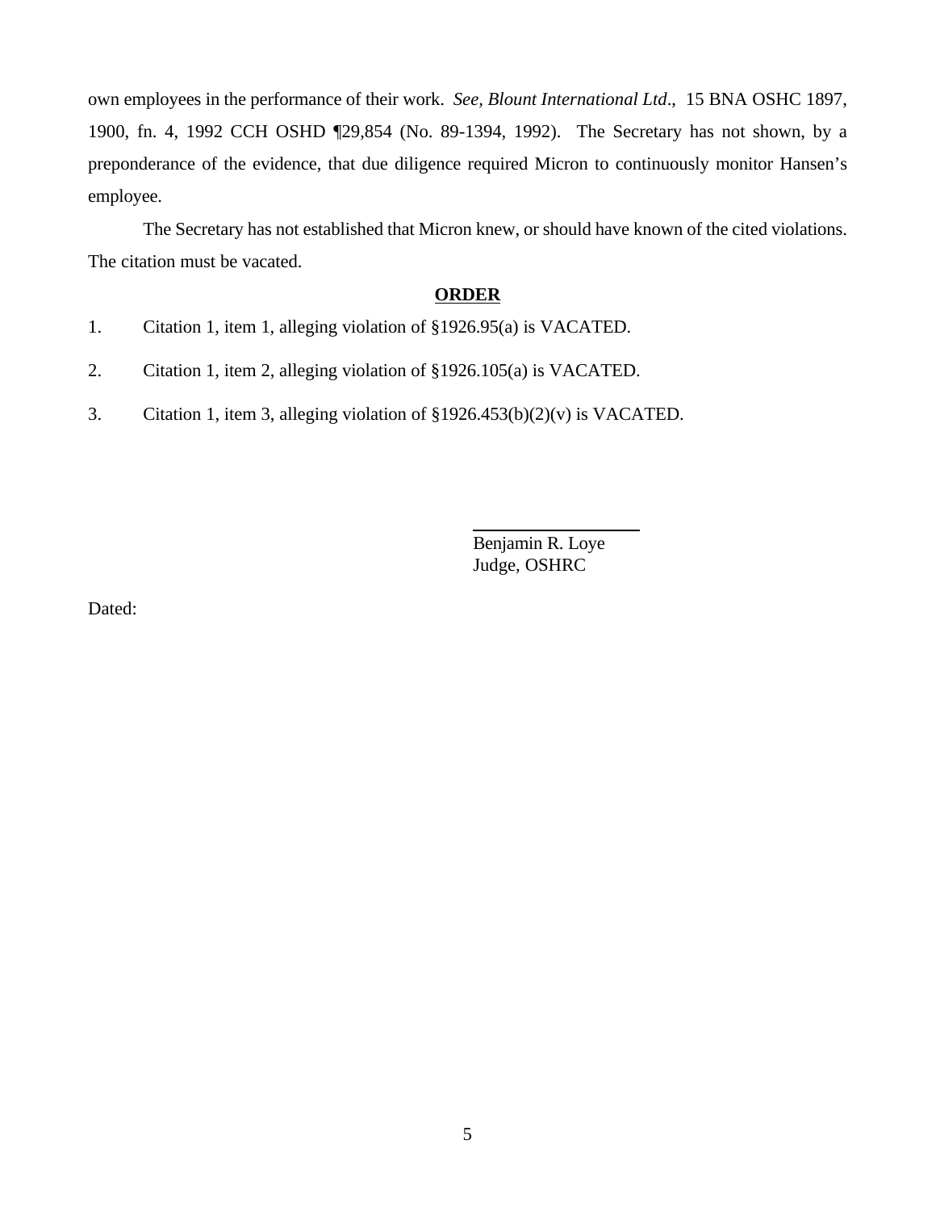own employees in the performance of their work. *See, Blount International Ltd*., 15 BNA OSHC 1897, 1900, fn. 4, 1992 CCH OSHD ¶29,854 (No. 89-1394, 1992). The Secretary has not shown, by a preponderance of the evidence, that due diligence required Micron to continuously monitor Hansen's employee.

The Secretary has not established that Micron knew, or should have known of the cited violations. The citation must be vacated.

## ORDER

1. Citation 1, item 1, alleging violation of §1926.95(a) is VACATED.

2. Citation 1, item 2, alleging violation of §1926.105(a) is VACATED.

3. Citation 1, item 3, alleging violation of §1926.453(b)(2)(v) is VACATED.

Benjamin R. Loye
Judge, OSHRC

Dated: